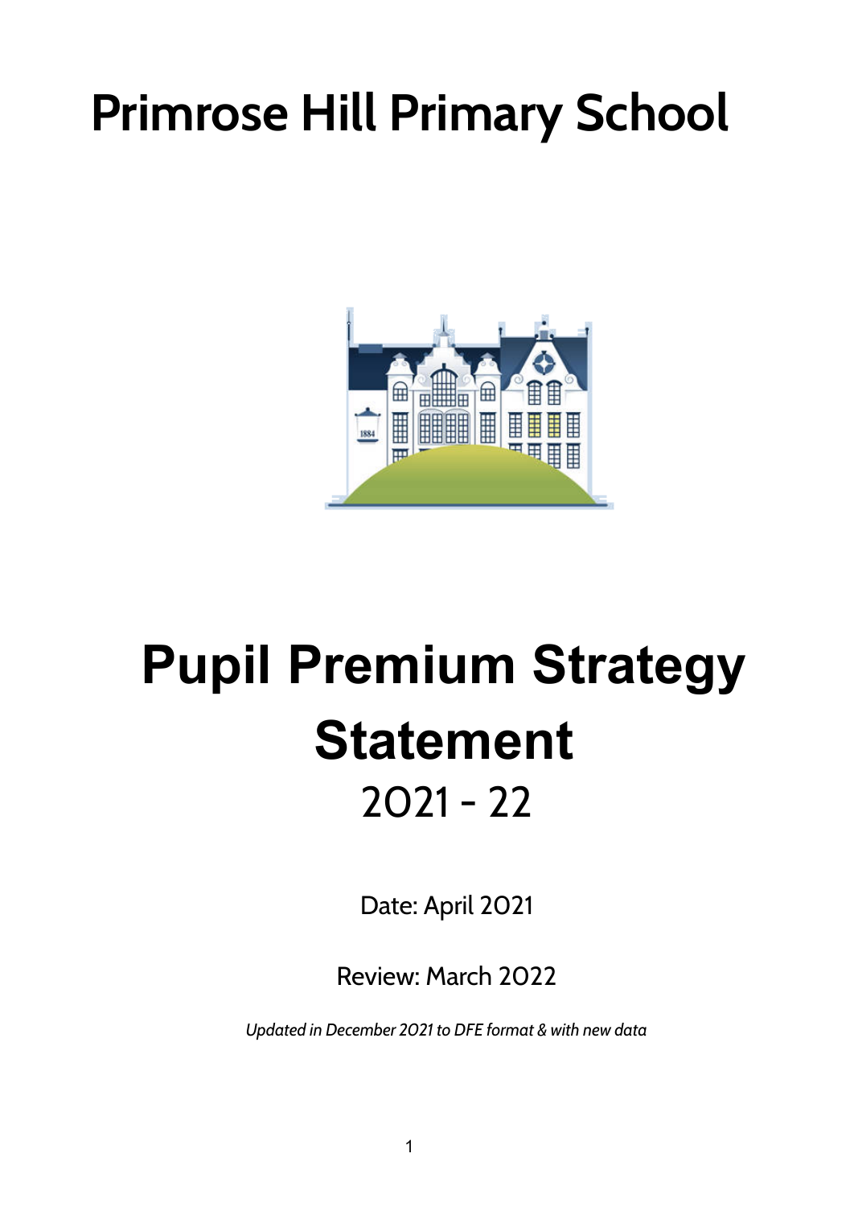# Primrose Hill Primary School

# Pupil Premium Strategy Statement

## 2021 - 22

Date: April 2021

Review: March 2022

*Updated in December 2021 to DFE format & with new data*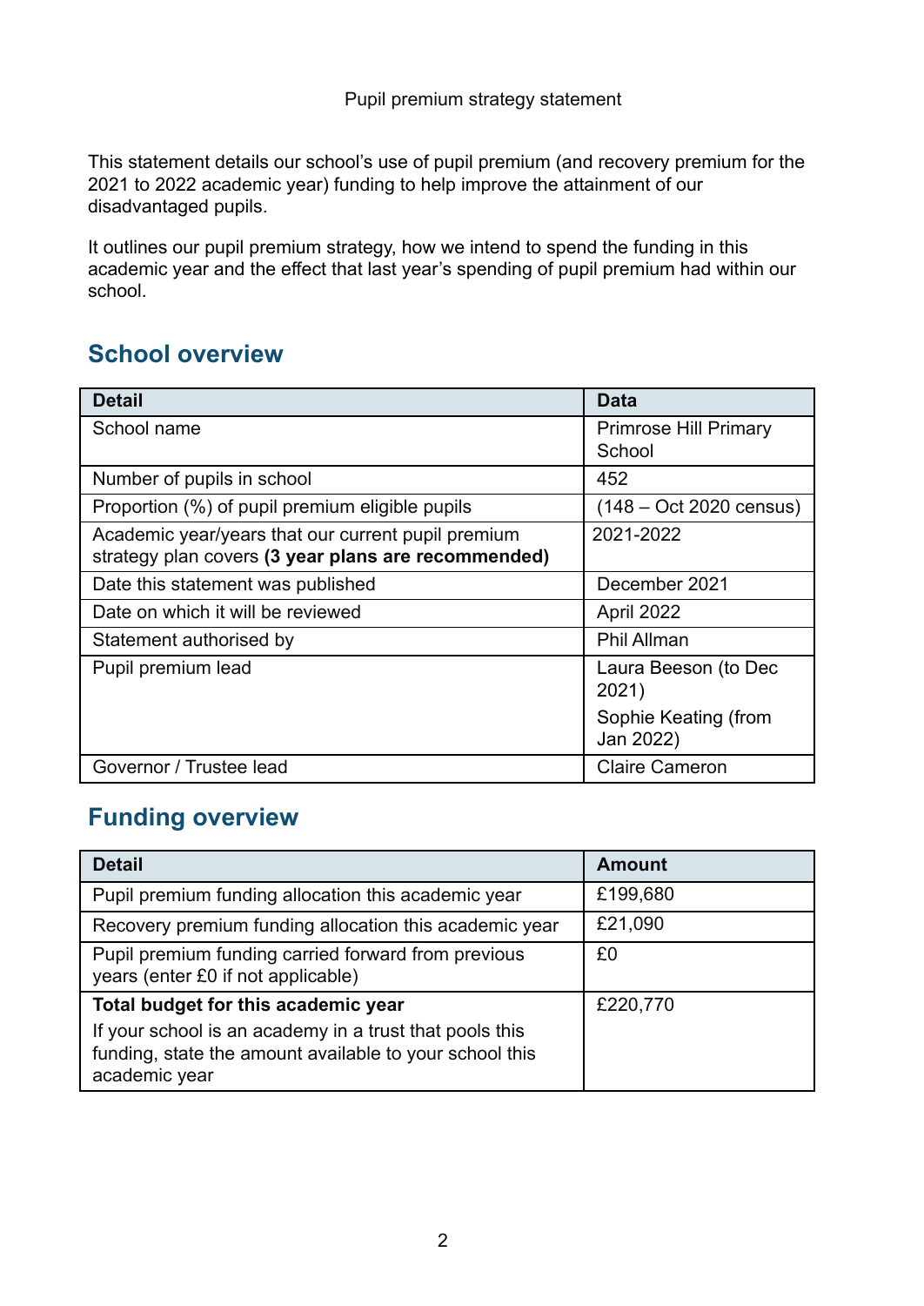Pupil premium strategy statement

This statement details our school's use of pupil premium (and recovery premium for the 2021 to 2022 academic year) funding to help improve the attainment of our disadvantaged pupils.

It outlines our pupil premium strategy, how we intend to spend the funding in this academic year and the effect that last year's spending of pupil premium had within our school.

## School overview

| Detail | Data |
|---|---|
| School name | Primrose Hill Primary School |
| Number of pupils in school | 452 |
| Proportion (%) of pupil premium eligible pupils | (148 – Oct 2020 census) |
| Academic year/years that our current pupil premium strategy plan covers **(3 year plans are recommended)** | 2021-2022 |
| Date this statement was published | December 2021 |
| Date on which it will be reviewed | April 2022 |
| Statement authorised by | Phil Allman |
| Pupil premium lead | Laura Beeson (to Dec 2021)<br>Sophie Keating (from Jan 2022) |
| Governor / Trustee lead | Claire Cameron |

## Funding overview

| Detail | Amount |
|---|---|
| Pupil premium funding allocation this academic year | £199,680 |
| Recovery premium funding allocation this academic year | £21,090 |
| Pupil premium funding carried forward from previous years (enter £0 if not applicable) | £0 |
| **Total budget for this academic year**<br>If your school is an academy in a trust that pools this funding, state the amount available to your school this academic year | £220,770 |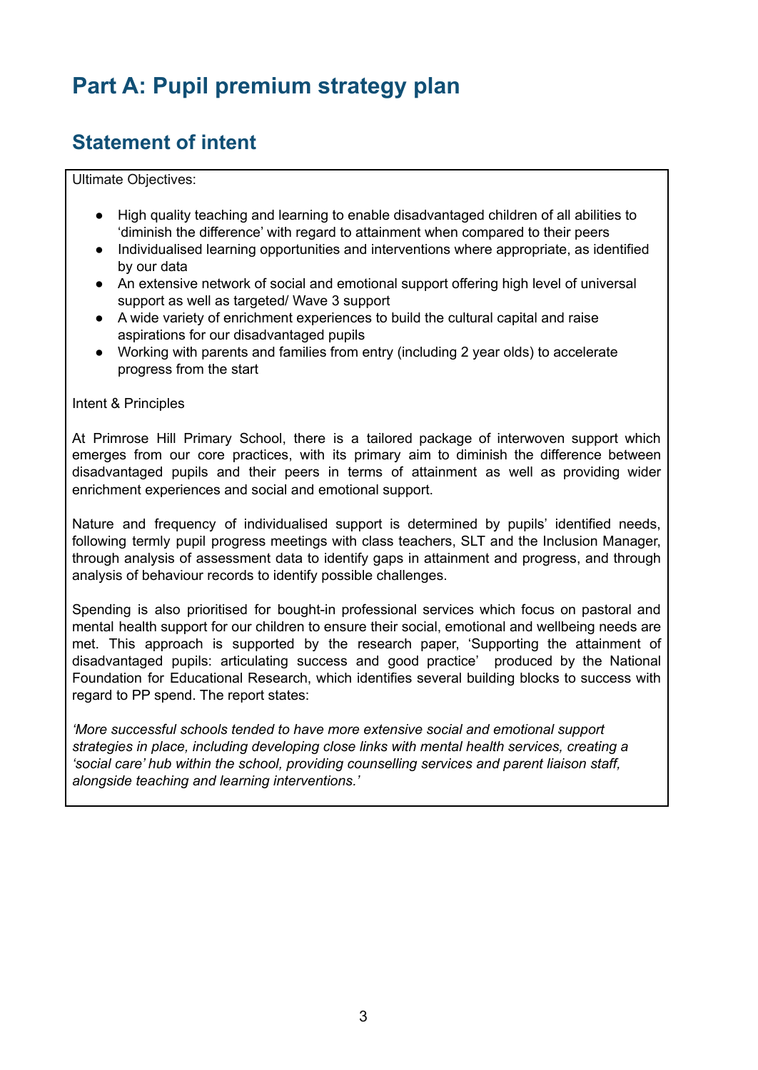# Part A: Pupil premium strategy plan

## Statement of intent

Ultimate Objectives:

- High quality teaching and learning to enable disadvantaged children of all abilities to 'diminish the difference' with regard to attainment when compared to their peers
- Individualised learning opportunities and interventions where appropriate, as identified by our data
- An extensive network of social and emotional support offering high level of universal support as well as targeted/ Wave 3 support
- A wide variety of enrichment experiences to build the cultural capital and raise aspirations for our disadvantaged pupils
- Working with parents and families from entry (including 2 year olds) to accelerate progress from the start

Intent & Principles

At Primrose Hill Primary School, there is a tailored package of interwoven support which emerges from our core practices, with its primary aim to diminish the difference between disadvantaged pupils and their peers in terms of attainment as well as providing wider enrichment experiences and social and emotional support.

Nature and frequency of individualised support is determined by pupils' identified needs, following termly pupil progress meetings with class teachers, SLT and the Inclusion Manager, through analysis of assessment data to identify gaps in attainment and progress, and through analysis of behaviour records to identify possible challenges.

Spending is also prioritised for bought-in professional services which focus on pastoral and mental health support for our children to ensure their social, emotional and wellbeing needs are met. This approach is supported by the research paper, 'Supporting the attainment of disadvantaged pupils: articulating success and good practice' produced by the National Foundation for Educational Research, which identifies several building blocks to success with regard to PP spend. The report states:

*'More successful schools tended to have more extensive social and emotional support strategies in place, including developing close links with mental health services, creating a 'social care' hub within the school, providing counselling services and parent liaison staff, alongside teaching and learning interventions.'*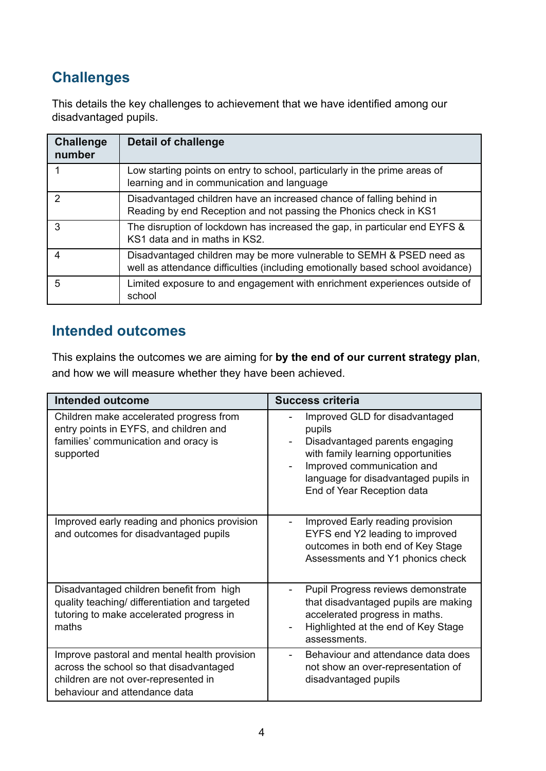## Challenges

This details the key challenges to achievement that we have identified among our disadvantaged pupils.

| Challenge number | Detail of challenge |
| --- | --- |
| 1 | Low starting points on entry to school, particularly in the prime areas of learning and in communication and language |
| 2 | Disadvantaged children have an increased chance of falling behind in Reading by end Reception and not passing the Phonics check in KS1 |
| 3 | The disruption of lockdown has increased the gap, in particular end EYFS & KS1 data and in maths in KS2. |
| 4 | Disadvantaged children may be more vulnerable to SEMH & PSED need as well as attendance difficulties (including emotionally based school avoidance) |
| 5 | Limited exposure to and engagement with enrichment experiences outside of school |

## Intended outcomes

This explains the outcomes we are aiming for **by the end of our current strategy plan**, and how we will measure whether they have been achieved.

| Intended outcome | Success criteria |
| --- | --- |
| Children make accelerated progress from entry points in EYFS, and children and families' communication and oracy is supported | - Improved GLD for disadvantaged pupils<br>- Disadvantaged parents engaging with family learning opportunities<br>- Improved communication and language for disadvantaged pupils in End of Year Reception data |
| Improved early reading and phonics provision and outcomes for disadvantaged pupils | - Improved Early reading provision EYFS end Y2 leading to improved outcomes in both end of Key Stage Assessments and Y1 phonics check |
| Disadvantaged children benefit from high quality teaching/ differentiation and targeted tutoring to make accelerated progress in maths | - Pupil Progress reviews demonstrate that disadvantaged pupils are making accelerated progress in maths.<br>- Highlighted at the end of Key Stage assessments. |
| Improve pastoral and mental health provision across the school so that disadvantaged children are not over-represented in behaviour and attendance data | - Behaviour and attendance data does not show an over-representation of disadvantaged pupils |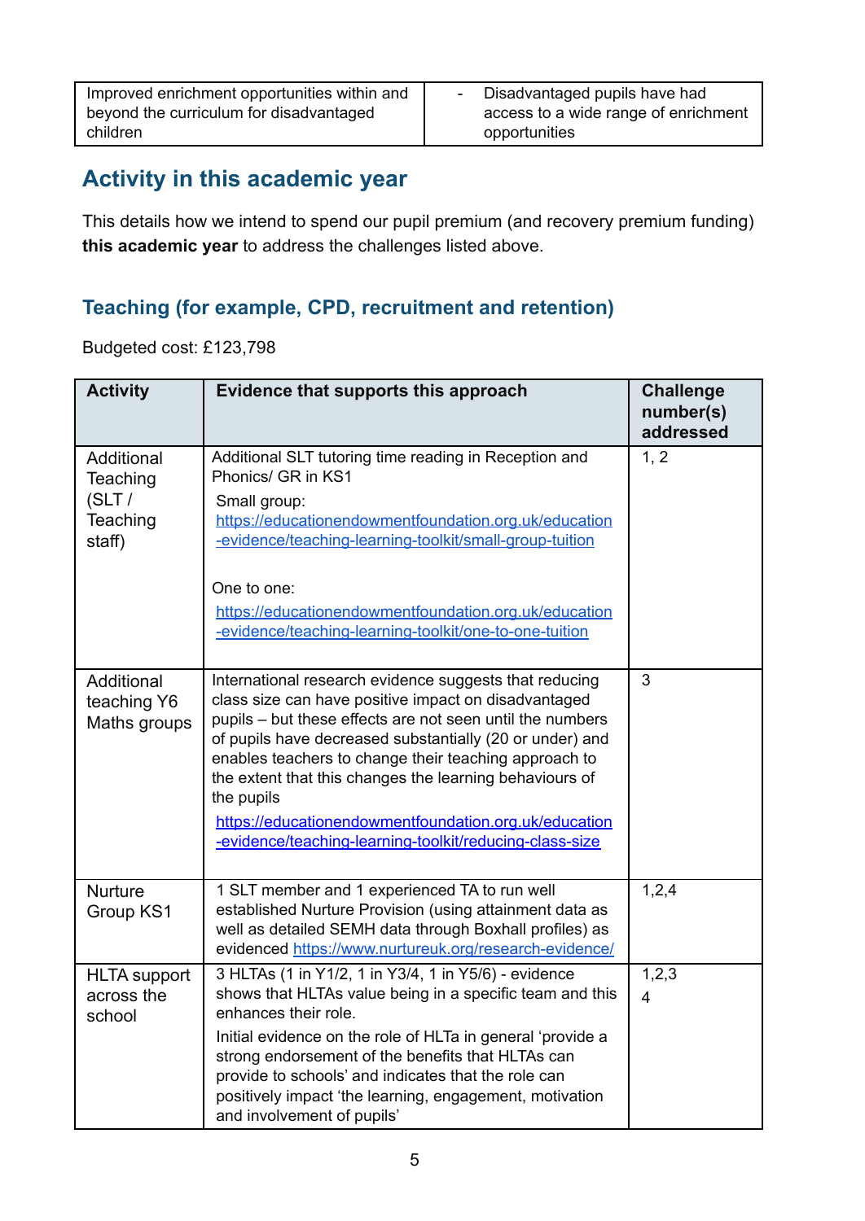| Improved enrichment opportunities within and beyond the curriculum for disadvantaged children | - Disadvantaged pupils have had access to a wide range of enrichment opportunities |
|---|---|

## Activity in this academic year

This details how we intend to spend our pupil premium (and recovery premium funding) **this academic year** to address the challenges listed above.

### Teaching (for example, CPD, recruitment and retention)

Budgeted cost: £123,798

| Activity | Evidence that supports this approach | Challenge number(s) addressed |
|---|---|---|
| Additional Teaching (SLT / Teaching staff) | Additional SLT tutoring time reading in Reception and Phonics/ GR in KS1<br>Small group:<br>[https://educationendowmentfoundation.org.uk/education-evidence/teaching-learning-toolkit/small-group-tuition](https://educationendowmentfoundation.org.uk/education-evidence/teaching-learning-toolkit/small-group-tuition)<br><br>One to one:<br>[https://educationendowmentfoundation.org.uk/education-evidence/teaching-learning-toolkit/one-to-one-tuition](https://educationendowmentfoundation.org.uk/education-evidence/teaching-learning-toolkit/one-to-one-tuition) | 1, 2 |
| Additional teaching Y6 Maths groups | International research evidence suggests that reducing class size can have positive impact on disadvantaged pupils – but these effects are not seen until the numbers of pupils have decreased substantially (20 or under) and enables teachers to change their teaching approach to the extent that this changes the learning behaviours of the pupils<br>[https://educationendowmentfoundation.org.uk/education-evidence/teaching-learning-toolkit/reducing-class-size](https://educationendowmentfoundation.org.uk/education-evidence/teaching-learning-toolkit/reducing-class-size) | 3 |
| Nurture Group KS1 | 1 SLT member and 1 experienced TA to run well established Nurture Provision (using attainment data as well as detailed SEMH data through Boxhall profiles) as evidenced [https://www.nurtureuk.org/research-evidence/](https://www.nurtureuk.org/research-evidence/) | 1,2,4 |
| HLTA support across the school | 3 HLTAs (1 in Y1/2, 1 in Y3/4, 1 in Y5/6) - evidence shows that HLTAs value being in a specific team and this enhances their role.<br>Initial evidence on the role of HLTa in general 'provide a strong endorsement of the benefits that HLTAs can provide to schools' and indicates that the role can positively impact 'the learning, engagement, motivation and involvement of pupils' | 1,2,3<br>4 |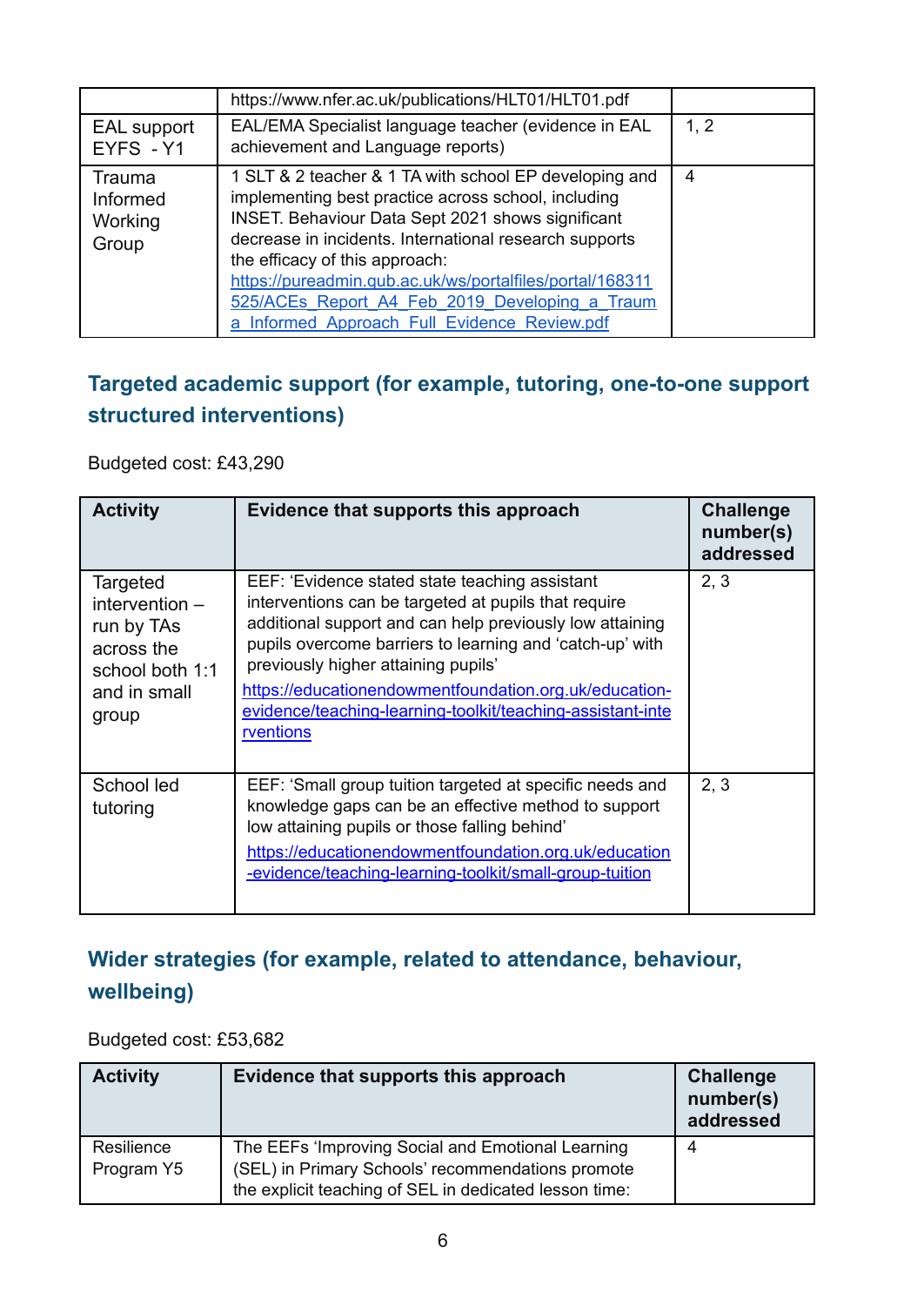| | https://www.nfer.ac.uk/publications/HLT01/HLT01.pdf | |
|---|---|---|
| EAL support EYFS - Y1 | EAL/EMA Specialist language teacher (evidence in EAL achievement and Language reports) | 1, 2 |
| Trauma Informed Working Group | 1 SLT & 2 teacher & 1 TA with school EP developing and implementing best practice across school, including INSET. Behaviour Data Sept 2021 shows significant decrease in incidents. International research supports the efficacy of this approach: https://pureadmin.qub.ac.uk/ws/portalfiles/portal/168311525/ACEs_Report_A4_Feb_2019_Developing_a_Trauma_Informed_Approach_Full_Evidence_Review.pdf | 4 |

## Targeted academic support (for example, tutoring, one-to-one support structured interventions)

Budgeted cost: £43,290

| Activity | Evidence that supports this approach | Challenge number(s) addressed |
|---|---|---|
| Targeted intervention – run by TAs across the school both 1:1 and in small group | EEF: 'Evidence stated state teaching assistant interventions can be targeted at pupils that require additional support and can help previously low attaining pupils overcome barriers to learning and 'catch-up' with previously higher attaining pupils' https://educationendowmentfoundation.org.uk/education-evidence/teaching-learning-toolkit/teaching-assistant-interventions | 2, 3 |
| School led tutoring | EEF: 'Small group tuition targeted at specific needs and knowledge gaps can be an effective method to support low attaining pupils or those falling behind' https://educationendowmentfoundation.org.uk/education-evidence/teaching-learning-toolkit/small-group-tuition | 2, 3 |

## Wider strategies (for example, related to attendance, behaviour, wellbeing)

Budgeted cost: £53,682

| Activity | Evidence that supports this approach | Challenge number(s) addressed |
|---|---|---|
| Resilience Program Y5 | The EEFs 'Improving Social and Emotional Learning (SEL) in Primary Schools' recommendations promote the explicit teaching of SEL in dedicated lesson time: | 4 |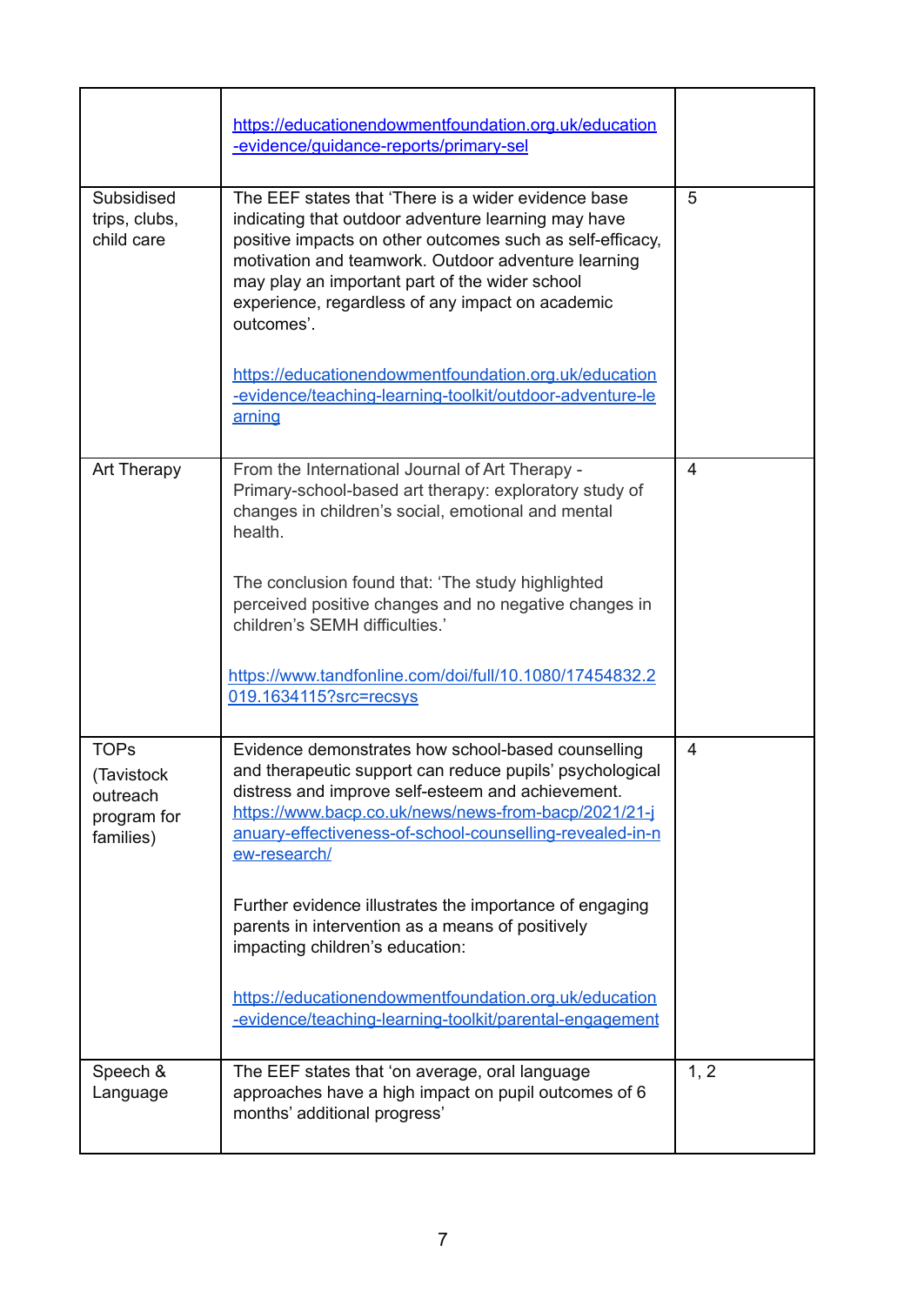| | | |
|---|---|---|
| | https://educationendowmentfoundation.org.uk/education-evidence/guidance-reports/primary-sel | |
| Subsidised trips, clubs, child care | The EEF states that 'There is a wider evidence base indicating that outdoor adventure learning may have positive impacts on other outcomes such as self-efficacy, motivation and teamwork. Outdoor adventure learning may play an important part of the wider school experience, regardless of any impact on academic outcomes'.<br><br>https://educationendowmentfoundation.org.uk/education-evidence/teaching-learning-toolkit/outdoor-adventure-learning | 5 |
| Art Therapy | From the International Journal of Art Therapy - Primary-school-based art therapy: exploratory study of changes in children's social, emotional and mental health.<br><br>The conclusion found that: 'The study highlighted perceived positive changes and no negative changes in children's SEMH difficulties.'<br><br>https://www.tandfonline.com/doi/full/10.1080/17454832.2019.1634115?src=recsys | 4 |
| TOPs (Tavistock outreach program for families) | Evidence demonstrates how school-based counselling and therapeutic support can reduce pupils' psychological distress and improve self-esteem and achievement. https://www.bacp.co.uk/news/news-from-bacp/2021/21-january-effectiveness-of-school-counselling-revealed-in-new-research/<br><br>Further evidence illustrates the importance of engaging parents in intervention as a means of positively impacting children's education:<br><br>https://educationendowmentfoundation.org.uk/education-evidence/teaching-learning-toolkit/parental-engagement | 4 |
| Speech & Language | The EEF states that 'on average, oral language approaches have a high impact on pupil outcomes of 6 months' additional progress' | 1, 2 |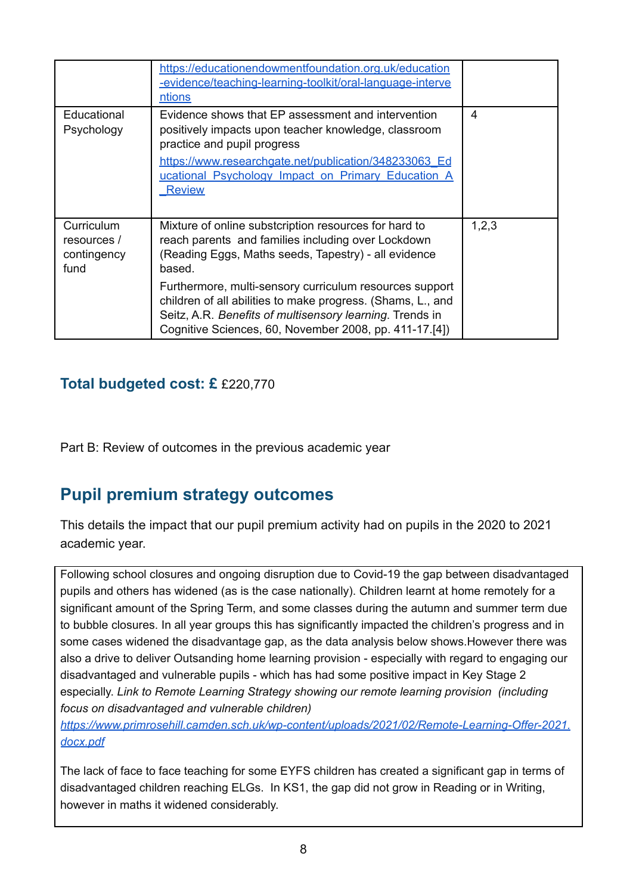| | | |
|---|---|---|
| | https://educationendowmentfoundation.org.uk/education-evidence/teaching-learning-toolkit/oral-language-interventions | |
| Educational Psychology | Evidence shows that EP assessment and intervention positively impacts upon teacher knowledge, classroom practice and pupil progress<br>https://www.researchgate.net/publication/348233063_Educational_Psychology_Impact_on_Primary_Education_A_Review | 4 |
| Curriculum resources / contingency fund | Mixture of online substcription resources for hard to reach parents and families including over Lockdown (Reading Eggs, Maths seeds, Tapestry) - all evidence based.<br>Furthermore, multi-sensory curriculum resources support children of all abilities to make progress. (Shams, L., and Seitz, A.R. *Benefits of multisensory learning*. Trends in Cognitive Sciences, 60, November 2008, pp. 411-17.[4]) | 1,2,3 |

**Total budgeted cost: £** £220,770

Part B: Review of outcomes in the previous academic year

## Pupil premium strategy outcomes

This details the impact that our pupil premium activity had on pupils in the 2020 to 2021 academic year.

Following school closures and ongoing disruption due to Covid-19 the gap between disadvantaged pupils and others has widened (as is the case nationally). Children learnt at home remotely for a significant amount of the Spring Term, and some classes during the autumn and summer term due to bubble closures. In all year groups this has significantly impacted the children's progress and in some cases widened the disadvantage gap, as the data analysis below shows.However there was also a drive to deliver Outsanding home learning provision - especially with regard to engaging our disadvantaged and vulnerable pupils - which has had some positive impact in Key Stage 2 especially. *Link to Remote Learning Strategy showing our remote learning provision (including focus on disadvantaged and vulnerable children)*
*https://www.primrosehill.camden.sch.uk/wp-content/uploads/2021/02/Remote-Learning-Offer-2021.docx.pdf*

The lack of face to face teaching for some EYFS children has created a significant gap in terms of disadvantaged children reaching ELGs. In KS1, the gap did not grow in Reading or in Writing, however in maths it widened considerably.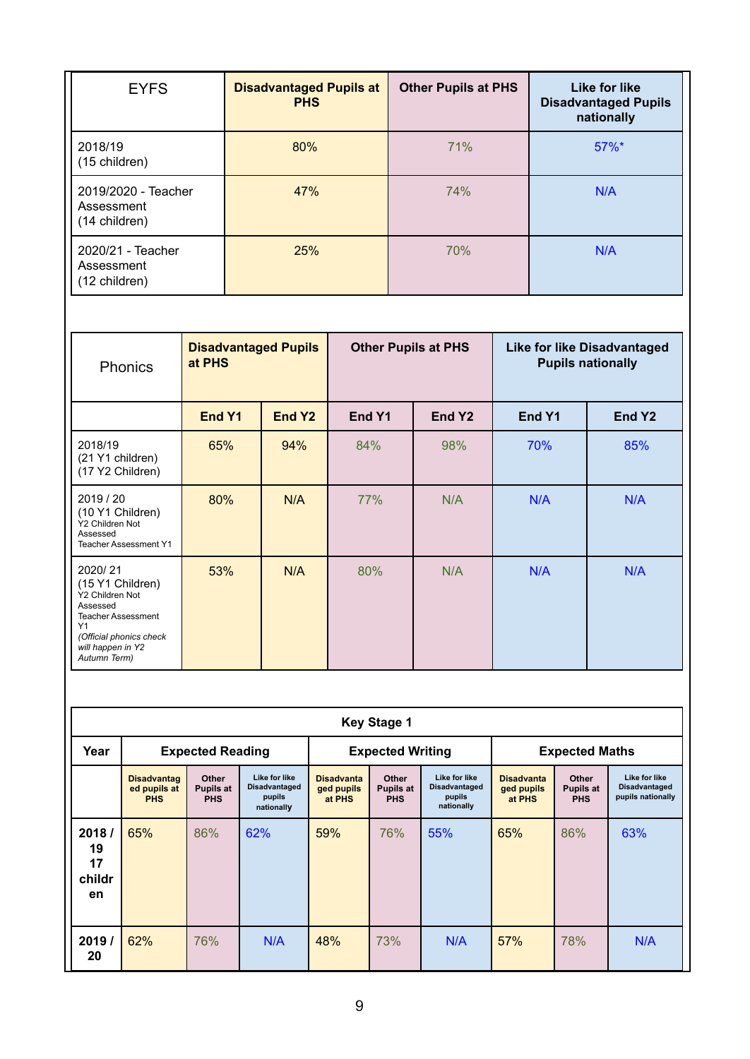| EYFS | Disadvantaged Pupils at PHS | Other Pupils at PHS | Like for like Disadvantaged Pupils nationally |
|---|---|---|---|
| 2018/19 (15 children) | 80% | 71% | 57%* |
| 2019/2020 - Teacher Assessment (14 children) | 47% | 74% | N/A |
| 2020/21 - Teacher Assessment (12 children) | 25% | 70% | N/A |

| Phonics | Disadvantaged Pupils at PHS | | Other Pupils at PHS | | Like for like Disadvantaged Pupils nationally | |
|---|---|---|---|---|---|---|
| | End Y1 | End Y2 | End Y1 | End Y2 | End Y1 | End Y2 |
| 2018/19 (21 Y1 children) (17 Y2 Children) | 65% | 94% | 84% | 98% | 70% | 85% |
| 2019 / 20 (10 Y1 Children) Y2 Children Not Assessed Teacher Assessment Y1 | 80% | N/A | 77% | N/A | N/A | N/A |
| 2020/ 21 (15 Y1 Children) Y2 Children Not Assessed Teacher Assessment Y1 *(Official phonics check will happen in Y2 Autumn Term)* | 53% | N/A | 80% | N/A | N/A | N/A |

| Key Stage 1 | | | | | | | | | |
|---|---|---|---|---|---|---|---|---|---|
| Year | Expected Reading | | | Expected Writing | | | Expected Maths | | |
| | Disadvantaged pupils at PHS | Other Pupils at PHS | Like for like Disadvantaged pupils nationally | Disadvantaged pupils at PHS | Other Pupils at PHS | Like for like Disadvantaged pupils nationally | Disadvantaged pupils at PHS | Other Pupils at PHS | Like for like Disadvantaged pupils nationally |
| **2018 / 19 17 children** | 65% | 86% | 62% | 59% | 76% | 55% | 65% | 86% | 63% |
| **2019 / 20** | 62% | 76% | N/A | 48% | 73% | N/A | 57% | 78% | N/A |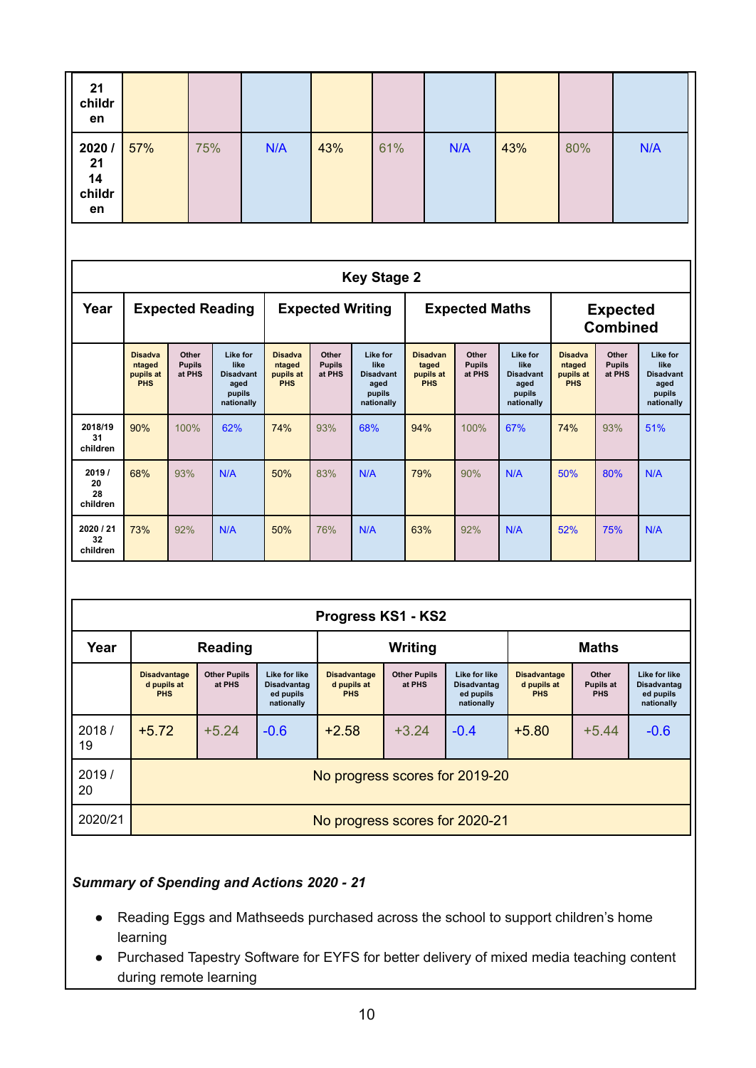| 21 children | | | | | | | | | |
|---|---|---|---|---|---|---|---|---|---|
| 2020 / 21 14 children | 57% | 75% | N/A | 43% | 61% | N/A | 43% | 80% | N/A |

| Key Stage 2 | | | | | | | | | | | | |
|---|---|---|---|---|---|---|---|---|---|---|---|---|
| Year | Expected Reading | | | Expected Writing | | | Expected Maths | | | Expected Combined | | |
| | Disadvantaged pupils at PHS | Other Pupils at PHS | Like for like Disadvantaged pupils nationally | Disadvantaged pupils at PHS | Other Pupils at PHS | Like for like Disadvantaged pupils nationally | Disadvantaged pupils at PHS | Other Pupils at PHS | Like for like Disadvantaged pupils nationally | Disadvantaged pupils at PHS | Other Pupils at PHS | Like for like Disadvantaged pupils nationally |
| 2018/19 31 children | 90% | 100% | 62% | 74% | 93% | 68% | 94% | 100% | 67% | 74% | 93% | 51% |
| 2019 / 20 28 children | 68% | 93% | N/A | 50% | 83% | N/A | 79% | 90% | N/A | 50% | 80% | N/A |
| 2020 / 21 32 children | 73% | 92% | N/A | 50% | 76% | N/A | 63% | 92% | N/A | 52% | 75% | N/A |

| Progress KS1 - KS2 | | | | | | | | | |
|---|---|---|---|---|---|---|---|---|---|
| Year | Reading | | | Writing | | | Maths | | |
| | Disadvantaged pupils at PHS | Other Pupils at PHS | Like for like Disadvantaged pupils nationally | Disadvantaged pupils at PHS | Other Pupils at PHS | Like for like Disadvantaged pupils nationally | Disadvantaged pupils at PHS | Other Pupils at PHS | Like for like Disadvantaged pupils nationally |
| 2018 / 19 | +5.72 | +5.24 | -0.6 | +2.58 | +3.24 | -0.4 | +5.80 | +5.44 | -0.6 |
| 2019 / 20 | No progress scores for 2019-20 | | | | | | | | |
| 2020/21 | No progress scores for 2020-21 | | | | | | | | |

***Summary of Spending and Actions 2020 - 21***

- Reading Eggs and Mathseeds purchased across the school to support children's home learning
- Purchased Tapestry Software for EYFS for better delivery of mixed media teaching content during remote learning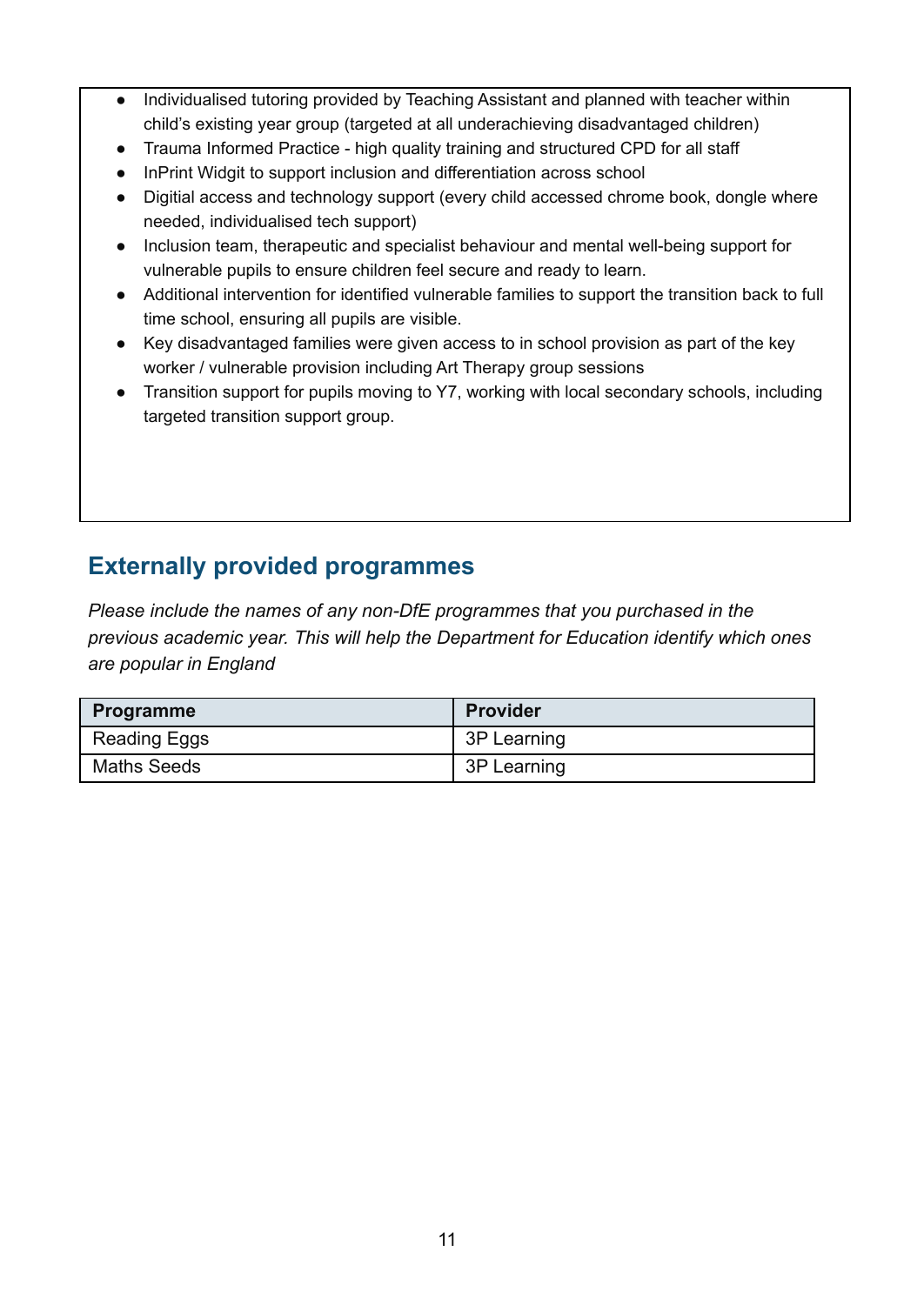- Individualised tutoring provided by Teaching Assistant and planned with teacher within child's existing year group (targeted at all underachieving disadvantaged children)
- Trauma Informed Practice - high quality training and structured CPD for all staff
- InPrint Widgit to support inclusion and differentiation across school
- Digitial access and technology support (every child accessed chrome book, dongle where needed, individualised tech support)
- Inclusion team, therapeutic and specialist behaviour and mental well-being support for vulnerable pupils to ensure children feel secure and ready to learn.
- Additional intervention for identified vulnerable families to support the transition back to full time school, ensuring all pupils are visible.
- Key disadvantaged families were given access to in school provision as part of the key worker / vulnerable provision including Art Therapy group sessions
- Transition support for pupils moving to Y7, working with local secondary schools, including targeted transition support group.

## Externally provided programmes

*Please include the names of any non-DfE programmes that you purchased in the previous academic year. This will help the Department for Education identify which ones are popular in England*

| Programme | Provider |
|---|---|
| Reading Eggs | 3P Learning |
| Maths Seeds | 3P Learning |